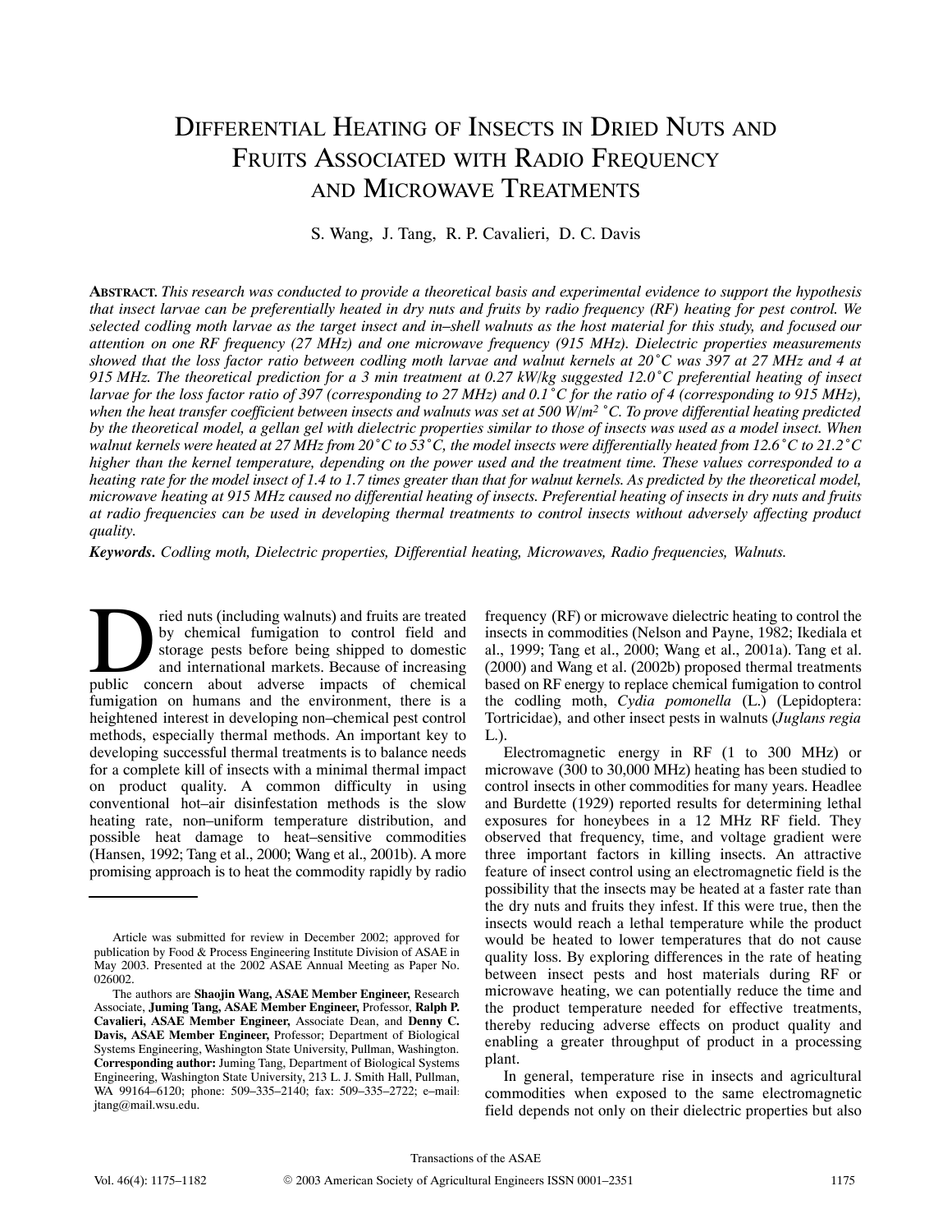# Differential Heating of Insects in Dried Nuts and Fruits Associated with Radio Frequency and Microwave Treatments

S. Wang, J. Tang, R. P. Cavalieri, D. C. Davis

**Abstract.** *This research was conducted to provide a theoretical basis and experimental evidence to support the hypothesis that insect larvae can be preferentially heated in dry nuts and fruits by radio frequency (RF) heating for pest control. We selected codling moth larvae as the target insect and in–shell walnuts as the host material for this study, and focused our attention on one RF frequency (27 MHz) and one microwave frequency (915 MHz). Dielectric properties measurements showed that the loss factor ratio between codling moth larvae and walnut kernels at 20°C was 397 at 27 MHz and 4 at 915 MHz. The theoretical prediction for a 3 min treatment at 0.27 kW/kg suggested 12.0°C preferential heating of insect larvae for the loss factor ratio of 397 (corresponding to 27 MHz) and 0.1°C for the ratio of 4 (corresponding to 915 MHz), when the heat transfer coefficient between insects and walnuts was set at 500 W/m² °C. To prove differential heating predicted by the theoretical model, a gellan gel with dielectric properties similar to those of insects was used as a model insect. When walnut kernels were heated at 27 MHz from 20°C to 53°C, the model insects were differentially heated from 12.6°C to 21.2°C higher than the kernel temperature, depending on the power used and the treatment time. These values corresponded to a heating rate for the model insect of 1.4 to 1.7 times greater than that for walnut kernels. As predicted by the theoretical model, microwave heating at 915 MHz caused no differential heating of insects. Preferential heating of insects in dry nuts and fruits at radio frequencies can be used in developing thermal treatments to control insects without adversely affecting product quality.*

***Keywords.*** *Codling moth, Dielectric properties, Differential heating, Microwaves, Radio frequencies, Walnuts.*

Dried nuts (including walnuts) and fruits are treated by chemical fumigation to control field and storage pests before being shipped to domestic and international markets. Because of increasing public concern about adverse impacts of chemical fumigation on humans and the environment, there is a heightened interest in developing non–chemical pest control methods, especially thermal methods. An important key to developing successful thermal treatments is to balance needs for a complete kill of insects with a minimal thermal impact on product quality. A common difficulty in using conventional hot–air disinfestation methods is the slow heating rate, non–uniform temperature distribution, and possible heat damage to heat–sensitive commodities (Hansen, 1992; Tang et al., 2000; Wang et al., 2001b). A more promising approach is to heat the commodity rapidly by radio frequency (RF) or microwave dielectric heating to control the insects in commodities (Nelson and Payne, 1982; Ikediala et al., 1999; Tang et al., 2000; Wang et al., 2001a). Tang et al. (2000) and Wang et al. (2002b) proposed thermal treatments based on RF energy to replace chemical fumigation to control the codling moth, *Cydia pomonella* (L.) (Lepidoptera: Tortricidae), and other insect pests in walnuts (*Juglans regia* L.).

Electromagnetic energy in RF (1 to 300 MHz) or microwave (300 to 30,000 MHz) heating has been studied to control insects in other commodities for many years. Headlee and Burdette (1929) reported results for determining lethal exposures for honeybees in a 12 MHz RF field. They observed that frequency, time, and voltage gradient were three important factors in killing insects. An attractive feature of insect control using an electromagnetic field is the possibility that the insects may be heated at a faster rate than the dry nuts and fruits they infest. If this were true, then the insects would reach a lethal temperature while the product would be heated to lower temperatures that do not cause quality loss. By exploring differences in the rate of heating between insect pests and host materials during RF or microwave heating, we can potentially reduce the time and the product temperature needed for effective treatments, thereby reducing adverse effects on product quality and enabling a greater throughput of product in a processing plant.

In general, temperature rise in insects and agricultural commodities when exposed to the same electromagnetic field depends not only on their dielectric properties but also

---

Article was submitted for review in December 2002; approved for publication by Food & Process Engineering Institute Division of ASAE in May 2003. Presented at the 2002 ASAE Annual Meeting as Paper No. 026002.

The authors are **Shaojin Wang, ASAE Member Engineer,** Research Associate, **Juming Tang, ASAE Member Engineer,** Professor, **Ralph P. Cavalieri, ASAE Member Engineer,** Associate Dean, and **Denny C. Davis, ASAE Member Engineer,** Professor; Department of Biological Systems Engineering, Washington State University, Pullman, Washington. **Corresponding author:** Juming Tang, Department of Biological Systems Engineering, Washington State University, 213 L. J. Smith Hall, Pullman, WA 99164–6120; phone: 509–335–2140; fax: 509–335–2722; e–mail: jtang@mail.wsu.edu.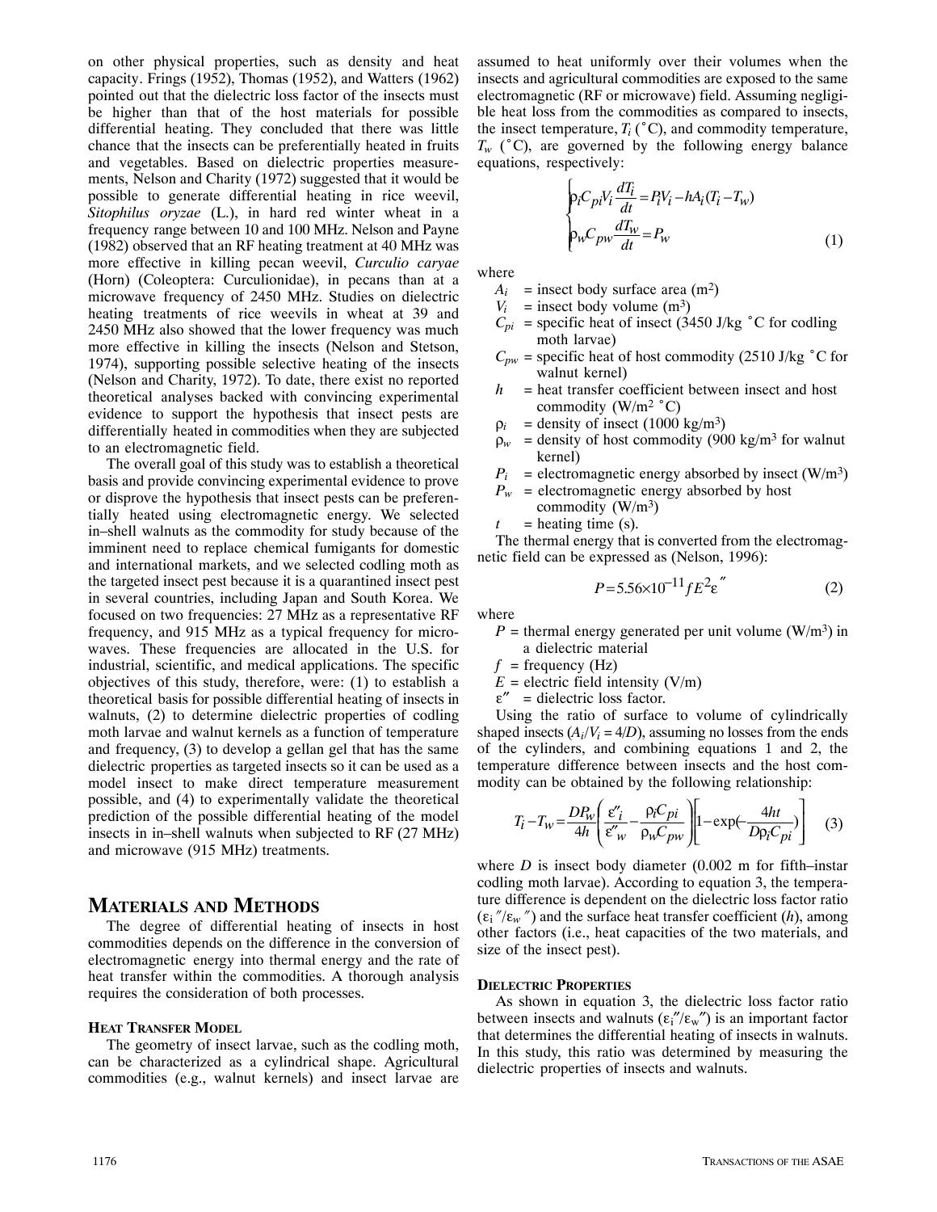on other physical properties, such as density and heat capacity. Frings (1952), Thomas (1952), and Watters (1962) pointed out that the dielectric loss factor of the insects must be higher than that of the host materials for possible differential heating. They concluded that there was little chance that the insects can be preferentially heated in fruits and vegetables. Based on dielectric properties measurements, Nelson and Charity (1972) suggested that it would be possible to generate differential heating in rice weevil, *Sitophilus oryzae* (L.), in hard red winter wheat in a frequency range between 10 and 100 MHz. Nelson and Payne (1982) observed that an RF heating treatment at 40 MHz was more effective in killing pecan weevil, *Curculio caryae* (Horn) (Coleoptera: Curculionidae), in pecans than at a microwave frequency of 2450 MHz. Studies on dielectric heating treatments of rice weevils in wheat at 39 and 2450 MHz also showed that the lower frequency was much more effective in killing the insects (Nelson and Stetson, 1974), supporting possible selective heating of the insects (Nelson and Charity, 1972). To date, there exist no reported theoretical analyses backed with convincing experimental evidence to support the hypothesis that insect pests are differentially heated in commodities when they are subjected to an electromagnetic field.

The overall goal of this study was to establish a theoretical basis and provide convincing experimental evidence to prove or disprove the hypothesis that insect pests can be preferentially heated using electromagnetic energy. We selected in–shell walnuts as the commodity for study because of the imminent need to replace chemical fumigants for domestic and international markets, and we selected codling moth as the targeted insect pest because it is a quarantined insect pest in several countries, including Japan and South Korea. We focused on two frequencies: 27 MHz as a representative RF frequency, and 915 MHz as a typical frequency for microwaves. These frequencies are allocated in the U.S. for industrial, scientific, and medical applications. The specific objectives of this study, therefore, were: (1) to establish a theoretical basis for possible differential heating of insects in walnuts, (2) to determine dielectric properties of codling moth larvae and walnut kernels as a function of temperature and frequency, (3) to develop a gellan gel that has the same dielectric properties as targeted insects so it can be used as a model insect to make direct temperature measurement possible, and (4) to experimentally validate the theoretical prediction of the possible differential heating of the model insects in in–shell walnuts when subjected to RF (27 MHz) and microwave (915 MHz) treatments.

## Materials and Methods

The degree of differential heating of insects in host commodities depends on the difference in the conversion of electromagnetic energy into thermal energy and the rate of heat transfer within the commodities. A thorough analysis requires the consideration of both processes.

### Heat Transfer Model

The geometry of insect larvae, such as the codling moth, can be characterized as a cylindrical shape. Agricultural commodities (e.g., walnut kernels) and insect larvae are assumed to heat uniformly over their volumes when the insects and agricultural commodities are exposed to the same electromagnetic (RF or microwave) field. Assuming negligible heat loss from the commodities as compared to insects, the insect temperature, $T_i$ (°C), and commodity temperature, $T_w$ (°C), are governed by the following energy balance equations, respectively:

$$\begin{cases} \rho_i C_{pi} V_i \dfrac{dT_i}{dt} = P_i V_i - hA_i (T_i - T_w) \\ \rho_w C_{pw} \dfrac{dT_w}{dt} = P_w \end{cases} \tag{1}$$

where

- $A_i$ = insect body surface area (m$^2$)
- $V_i$ = insect body volume (m$^3$)
- $C_{pi}$ = specific heat of insect (3450 J/kg °C for codling moth larvae)
- $C_{pw}$ = specific heat of host commodity (2510 J/kg °C for walnut kernel)
- $h$ = heat transfer coefficient between insect and host commodity (W/m$^2$ °C)
- $\rho_i$ = density of insect (1000 kg/m$^3$)
- $\rho_w$ = density of host commodity (900 kg/m$^3$ for walnut kernel)
- $P_i$ = electromagnetic energy absorbed by insect (W/m$^3$)
- $P_w$ = electromagnetic energy absorbed by host commodity (W/m$^3$)
- $t$ = heating time (s).

The thermal energy that is converted from the electromagnetic field can be expressed as (Nelson, 1996):

$$P = 5.56 \times 10^{-11} f E^2 \varepsilon'' \tag{2}$$

where

- $P$ = thermal energy generated per unit volume (W/m$^3$) in a dielectric material
- $f$ = frequency (Hz)
- $E$ = electric field intensity (V/m)
- $\varepsilon''$ = dielectric loss factor.

Using the ratio of surface to volume of cylindrically shaped insects ($A_i/V_i = 4/D$), assuming no losses from the ends of the cylinders, and combining equations 1 and 2, the temperature difference between insects and the host commodity can be obtained by the following relationship:

$$T_i - T_w = \frac{DP_w}{4h}\left(\frac{\varepsilon''_i}{\varepsilon''_w} - \frac{\rho_i C_{pi}}{\rho_w C_{pw}}\right)\left[1 - \exp\left(-\frac{4ht}{D\rho_i C_{pi}}\right)\right] \tag{3}$$

where $D$ is insect body diameter (0.002 m for fifth–instar codling moth larvae). According to equation 3, the temperature difference is dependent on the dielectric loss factor ratio ($\varepsilon_i''/\varepsilon_w''$) and the surface heat transfer coefficient ($h$), among other factors (i.e., heat capacities of the two materials, and size of the insect pest).

### Dielectric Properties

As shown in equation 3, the dielectric loss factor ratio between insects and walnuts ($\varepsilon_i''/\varepsilon_w''$) is an important factor that determines the differential heating of insects in walnuts. In this study, this ratio was determined by measuring the dielectric properties of insects and walnuts.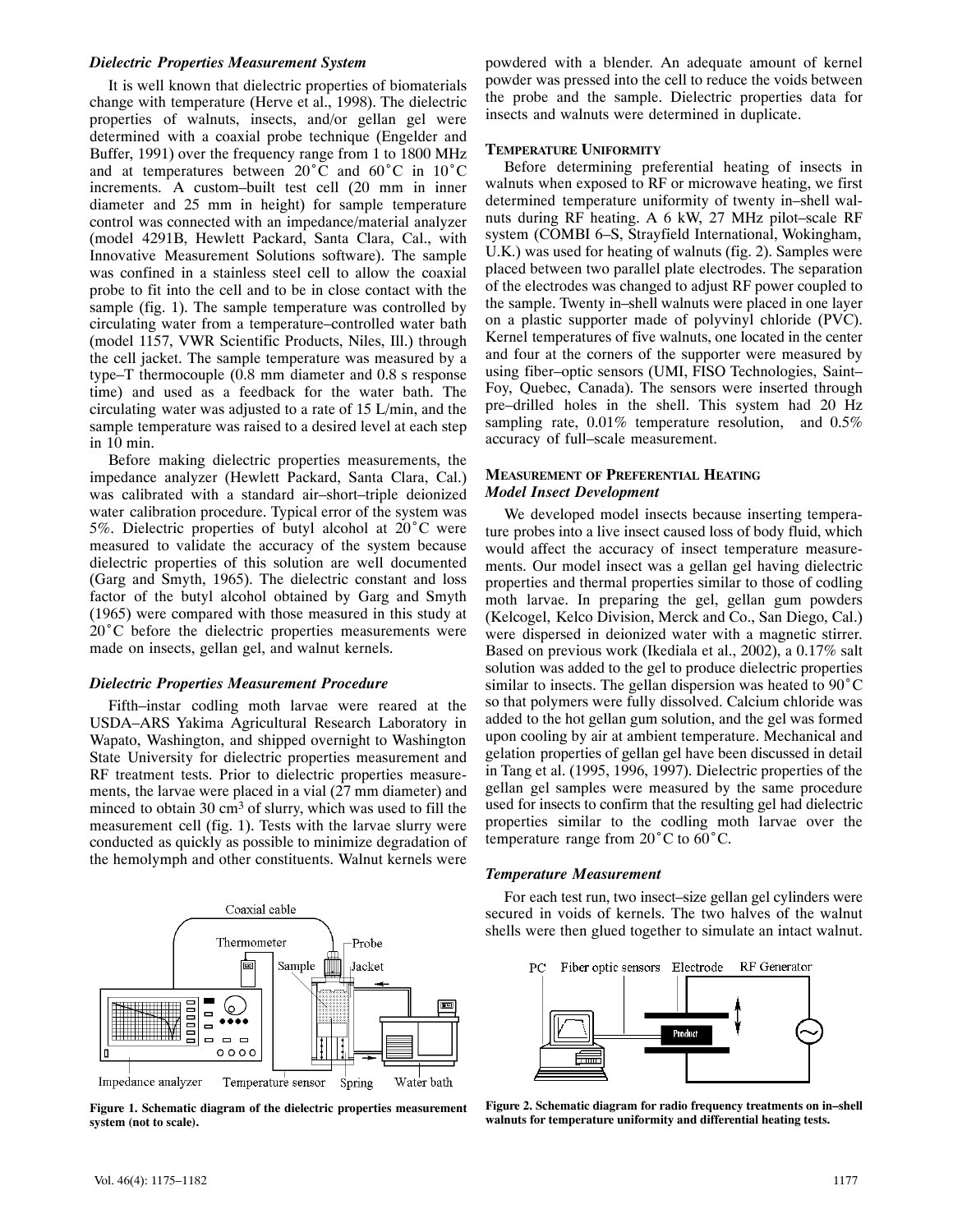### *Dielectric Properties Measurement System*

It is well known that dielectric properties of biomaterials change with temperature (Herve et al., 1998). The dielectric properties of walnuts, insects, and/or gellan gel were determined with a coaxial probe technique (Engelder and Buffer, 1991) over the frequency range from 1 to 1800 MHz and at temperatures between 20°C and 60°C in 10°C increments. A custom–built test cell (20 mm in inner diameter and 25 mm in height) for sample temperature control was connected with an impedance/material analyzer (model 4291B, Hewlett Packard, Santa Clara, Cal., with Innovative Measurement Solutions software). The sample was confined in a stainless steel cell to allow the coaxial probe to fit into the cell and to be in close contact with the sample (fig. 1). The sample temperature was controlled by circulating water from a temperature–controlled water bath (model 1157, VWR Scientific Products, Niles, Ill.) through the cell jacket. The sample temperature was measured by a type–T thermocouple (0.8 mm diameter and 0.8 s response time) and used as a feedback for the water bath. The circulating water was adjusted to a rate of 15 L/min, and the sample temperature was raised to a desired level at each step in 10 min.

Before making dielectric properties measurements, the impedance analyzer (Hewlett Packard, Santa Clara, Cal.) was calibrated with a standard air–short–triple deionized water calibration procedure. Typical error of the system was 5%. Dielectric properties of butyl alcohol at 20°C were measured to validate the accuracy of the system because dielectric properties of this solution are well documented (Garg and Smyth, 1965). The dielectric constant and loss factor of the butyl alcohol obtained by Garg and Smyth (1965) were compared with those measured in this study at 20°C before the dielectric properties measurements were made on insects, gellan gel, and walnut kernels.

### *Dielectric Properties Measurement Procedure*

Fifth–instar codling moth larvae were reared at the USDA–ARS Yakima Agricultural Research Laboratory in Wapato, Washington, and shipped overnight to Washington State University for dielectric properties measurement and RF treatment tests. Prior to dielectric properties measurements, the larvae were placed in a vial (27 mm diameter) and minced to obtain 30 $cm^3$ of slurry, which was used to fill the measurement cell (fig. 1). Tests with the larvae slurry were conducted as quickly as possible to minimize degradation of the hemolymph and other constituents. Walnut kernels were powdered with a blender. An adequate amount of kernel powder was pressed into the cell to reduce the voids between the probe and the sample. Dielectric properties data for insects and walnuts were determined in duplicate.

Figure 1. Schematic diagram of the dielectric properties measurement system (not to scale).

## TEMPERATURE UNIFORMITY

Before determining preferential heating of insects in walnuts when exposed to RF or microwave heating, we first determined temperature uniformity of twenty in–shell walnuts during RF heating. A 6 kW, 27 MHz pilot–scale RF system (COMBI 6–S, Strayfield International, Wokingham, U.K.) was used for heating of walnuts (fig. 2). Samples were placed between two parallel plate electrodes. The separation of the electrodes was changed to adjust RF power coupled to the sample. Twenty in–shell walnuts were placed in one layer on a plastic supporter made of polyvinyl chloride (PVC). Kernel temperatures of five walnuts, one located in the center and four at the corners of the supporter were measured by using fiber–optic sensors (UMI, FISO Technologies, Saint–Foy, Quebec, Canada). The sensors were inserted through pre–drilled holes in the shell. This system had 20 Hz sampling rate, 0.01% temperature resolution, and 0.5% accuracy of full–scale measurement.

## MEASUREMENT OF PREFERENTIAL HEATING

### *Model Insect Development*

We developed model insects because inserting temperature probes into a live insect caused loss of body fluid, which would affect the accuracy of insect temperature measurements. Our model insect was a gellan gel having dielectric properties and thermal properties similar to those of codling moth larvae. In preparing the gel, gellan gum powders (Kelcogel, Kelco Division, Merck and Co., San Diego, Cal.) were dispersed in deionized water with a magnetic stirrer. Based on previous work (Ikediala et al., 2002), a 0.17% salt solution was added to the gel to produce dielectric properties similar to insects. The gellan dispersion was heated to 90°C so that polymers were fully dissolved. Calcium chloride was added to the hot gellan gum solution, and the gel was formed upon cooling by air at ambient temperature. Mechanical and gelation properties of gellan gel have been discussed in detail in Tang et al. (1995, 1996, 1997). Dielectric properties of the gellan gel samples were measured by the same procedure used for insects to confirm that the resulting gel had dielectric properties similar to the codling moth larvae over the temperature range from 20°C to 60°C.

### *Temperature Measurement*

For each test run, two insect–size gellan gel cylinders were secured in voids of kernels. The two halves of the walnut shells were then glued together to simulate an intact walnut.

Figure 2. Schematic diagram for radio frequency treatments on in–shell walnuts for temperature uniformity and differential heating tests.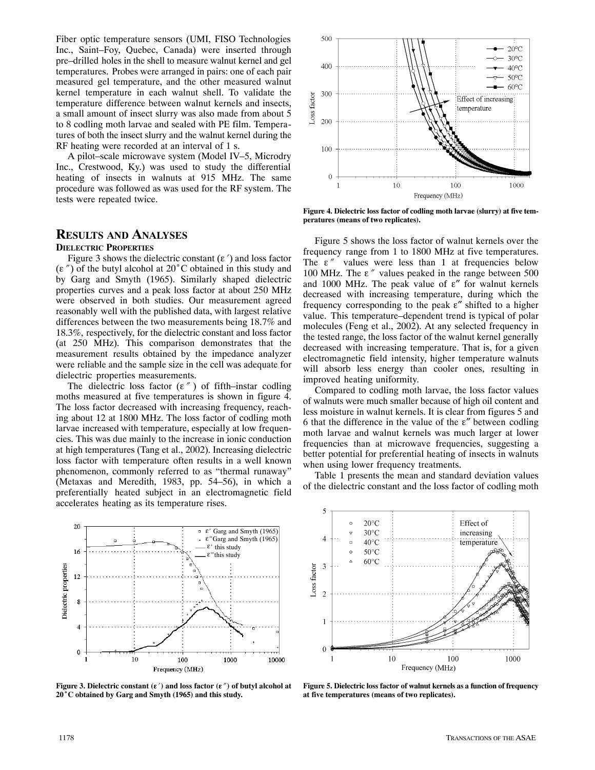Fiber optic temperature sensors (UMI, FISO Technologies Inc., Saint–Foy, Quebec, Canada) were inserted through pre–drilled holes in the shell to measure walnut kernel and gel temperatures. Probes were arranged in pairs: one of each pair measured gel temperature, and the other measured walnut kernel temperature in each walnut shell. To validate the temperature difference between walnut kernels and insects, a small amount of insect slurry was also made from about 5 to 8 codling moth larvae and sealed with PE film. Temperatures of both the insect slurry and the walnut kernel during the RF heating were recorded at an interval of 1 s.

A pilot–scale microwave system (Model IV–5, Microdry Inc., Crestwood, Ky.) was used to study the differential heating of insects in walnuts at 915 MHz. The same procedure was followed as was used for the RF system. The tests were repeated twice.

# Results and Analyses

## Dielectric Properties

Figure 3 shows the dielectric constant ($\varepsilon'$) and loss factor ($\varepsilon''$) of the butyl alcohol at 20°C obtained in this study and by Garg and Smyth (1965). Similarly shaped dielectric properties curves and a peak loss factor at about 250 MHz were observed in both studies. Our measurement agreed reasonably well with the published data, with largest relative differences between the two measurements being 18.7% and 18.3%, respectively, for the dielectric constant and loss factor (at 250 MHz). This comparison demonstrates that the measurement results obtained by the impedance analyzer were reliable and the sample size in the cell was adequate for dielectric properties measurements.

The dielectric loss factor ($\varepsilon''$) of fifth–instar codling moths measured at five temperatures is shown in figure 4. The loss factor decreased with increasing frequency, reaching about 12 at 1800 MHz. The loss factor of codling moth larvae increased with temperature, especially at low frequencies. This was due mainly to the increase in ionic conduction at high temperatures (Tang et al., 2002). Increasing dielectric loss factor with temperature often results in a well known phenomenon, commonly referred to as "thermal runaway" (Metaxas and Meredith, 1983, pp. 54–56), in which a preferentially heated subject in an electromagnetic field accelerates heating as its temperature rises.

Figure 3. Dielectric constant ($\varepsilon'$) and loss factor ($\varepsilon''$) of butyl alcohol at 20°C obtained by Garg and Smyth (1965) and this study.

Figure 4. Dielectric loss factor of codling moth larvae (slurry) at five temperatures (means of two replicates).

Figure 5 shows the loss factor of walnut kernels over the frequency range from 1 to 1800 MHz at five temperatures. The $\varepsilon''$ values were less than 1 at frequencies below 100 MHz. The $\varepsilon''$ values peaked in the range between 500 and 1000 MHz. The peak value of $\varepsilon''$ for walnut kernels decreased with increasing temperature, during which the frequency corresponding to the peak $\varepsilon''$ shifted to a higher value. This temperature–dependent trend is typical of polar molecules (Feng et al., 2002). At any selected frequency in the tested range, the loss factor of the walnut kernel generally decreased with increasing temperature. That is, for a given electromagnetic field intensity, higher temperature walnuts will absorb less energy than cooler ones, resulting in improved heating uniformity.

Compared to codling moth larvae, the loss factor values of walnuts were much smaller because of high oil content and less moisture in walnut kernels. It is clear from figures 5 and 6 that the difference in the value of the $\varepsilon''$ between codling moth larvae and walnut kernels was much larger at lower frequencies than at microwave frequencies, suggesting a better potential for preferential heating of insects in walnuts when using lower frequency treatments.

Table 1 presents the mean and standard deviation values of the dielectric constant and the loss factor of codling moth

Figure 5. Dielectric loss factor of walnut kernels as a function of frequency at five temperatures (means of two replicates).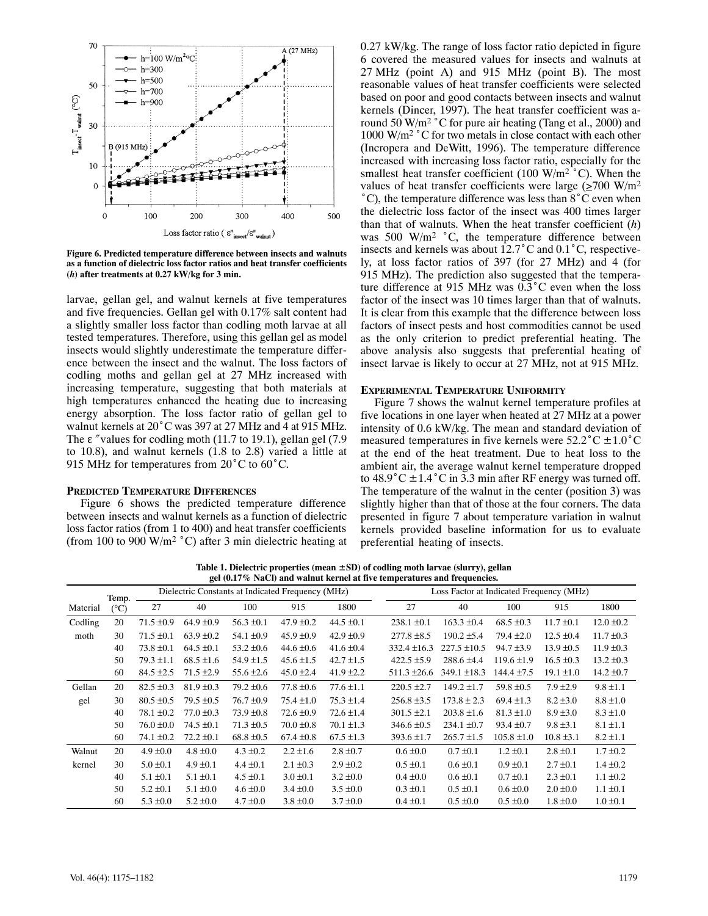Figure 6. Predicted temperature difference between insects and walnuts as a function of dielectric loss factor ratios and heat transfer coefficients (*h*) after treatments at 0.27 kW/kg for 3 min.

larvae, gellan gel, and walnut kernels at five temperatures and five frequencies. Gellan gel with 0.17% salt content had a slightly smaller loss factor than codling moth larvae at all tested temperatures. Therefore, using this gellan gel as model insects would slightly underestimate the temperature difference between the insect and the walnut. The loss factors of codling moths and gellan gel at 27 MHz increased with increasing temperature, suggesting that both materials at high temperatures enhanced the heating due to increasing energy absorption. The loss factor ratio of gellan gel to walnut kernels at 20°C was 397 at 27 MHz and 4 at 915 MHz. The $\varepsilon''$ values for codling moth (11.7 to 19.1), gellan gel (7.9 to 10.8), and walnut kernels (1.8 to 2.8) varied a little at 915 MHz for temperatures from 20°C to 60°C.

## Predicted Temperature Differences

Figure 6 shows the predicted temperature difference between insects and walnut kernels as a function of dielectric loss factor ratios (from 1 to 400) and heat transfer coefficients (from 100 to 900 W/m$^2$ °C) after 3 min dielectric heating at 0.27 kW/kg. The range of loss factor ratio depicted in figure 6 covered the measured values for insects and walnuts at 27 MHz (point A) and 915 MHz (point B). The most reasonable values of heat transfer coefficients were selected based on poor and good contacts between insects and walnut kernels (Dincer, 1997). The heat transfer coefficient was around 50 W/m$^2$ °C for pure air heating (Tang et al., 2000) and 1000 W/m$^2$ °C for two metals in close contact with each other (Incropera and DeWitt, 1996). The temperature difference increased with increasing loss factor ratio, especially for the smallest heat transfer coefficient (100 W/m$^2$ °C). When the values of heat transfer coefficients were large ($\geq$700 W/m$^2$ °C), the temperature difference was less than 8°C even when the dielectric loss factor of the insect was 400 times larger than that of walnuts. When the heat transfer coefficient (*h*) was 500 W/m$^2$ °C, the temperature difference between insects and kernels was about 12.7°C and 0.1°C, respectively, at loss factor ratios of 397 (for 27 MHz) and 4 (for 915 MHz). The prediction also suggested that the temperature difference at 915 MHz was 0.3°C even when the loss factor of the insect was 10 times larger than that of walnuts. It is clear from this example that the difference between loss factors of insect pests and host commodities cannot be used as the only criterion to predict preferential heating. The above analysis also suggests that preferential heating of insect larvae is likely to occur at 27 MHz, not at 915 MHz.

## Experimental Temperature Uniformity

Figure 7 shows the walnut kernel temperature profiles at five locations in one layer when heated at 27 MHz at a power intensity of 0.6 kW/kg. The mean and standard deviation of measured temperatures in five kernels were 52.2°C ± 1.0°C at the end of the heat treatment. Due to heat loss to the ambient air, the average walnut kernel temperature dropped to 48.9°C ± 1.4°C in 3.3 min after RF energy was turned off. The temperature of the walnut in the center (position 3) was slightly higher than that of those at the four corners. The data presented in figure 7 about temperature variation in walnut kernels provided baseline information for us to evaluate preferential heating of insects.

**Table 1. Dielectric properties (mean ± SD) of codling moth larvae (slurry), gellan gel (0.17% NaCl) and walnut kernel at five temperatures and frequencies.**

| Material | Temp. (°C) | Dielectric Constants at Indicated Frequency (MHz) | | | | | Loss Factor at Indicated Frequency (MHz) | | | | |
|---|---|---|---|---|---|---|---|---|---|---|---|
| | | 27 | 40 | 100 | 915 | 1800 | 27 | 40 | 100 | 915 | 1800 |
| Codling moth | 20 | 71.5 ±0.9 | 64.9 ±0.9 | 56.3 ±0.1 | 47.9 ±0.2 | 44.5 ±0.1 | 238.1 ±0.1 | 163.3 ±0.4 | 68.5 ±0.3 | 11.7 ±0.1 | 12.0 ±0.2 |
| | 30 | 71.5 ±0.1 | 63.9 ±0.2 | 54.1 ±0.9 | 45.9 ±0.9 | 42.9 ±0.9 | 277.8 ±8.5 | 190.2 ±5.4 | 79.4 ±2.0 | 12.5 ±0.4 | 11.7 ±0.3 |
| | 40 | 73.8 ±0.1 | 64.5 ±0.1 | 53.2 ±0.6 | 44.6 ±0.6 | 41.6 ±0.4 | 332.4 ±16.3 | 227.5 ±10.5 | 94.7 ±3.9 | 13.9 ±0.5 | 11.9 ±0.3 |
| | 50 | 79.3 ±1.1 | 68.5 ±1.6 | 54.9 ±1.5 | 45.6 ±1.5 | 42.7 ±1.5 | 422.5 ±5.9 | 288.6 ±4.4 | 119.6 ±1.9 | 16.5 ±0.3 | 13.2 ±0.3 |
| | 60 | 84.5 ±2.5 | 71.5 ±2.9 | 55.6 ±2.6 | 45.0 ±2.4 | 41.9 ±2.2 | 511.3 ±26.6 | 349.1 ±18.3 | 144.4 ±7.5 | 19.1 ±1.0 | 14.2 ±0.7 |
| Gellan gel | 20 | 82.5 ±0.3 | 81.9 ±0.3 | 79.2 ±0.6 | 77.8 ±0.6 | 77.6 ±1.1 | 220.5 ±2.7 | 149.2 ±1.7 | 59.8 ±0.5 | 7.9 ±2.9 | 9.8 ±1.1 |
| | 30 | 80.5 ±0.5 | 79.5 ±0.5 | 76.7 ±0.9 | 75.4 ±1.0 | 75.3 ±1.4 | 256.8 ±3.5 | 173.8 ± 2.3 | 69.4 ±1.3 | 8.2 ±3.0 | 8.8 ±1.0 |
| | 40 | 78.1 ±0.2 | 77.0 ±0.3 | 73.9 ±0.8 | 72.6 ±0.9 | 72.6 ±1.4 | 301.5 ±2.1 | 203.8 ±1.6 | 81.3 ±1.0 | 8.9 ±3.0 | 8.3 ±1.0 |
| | 50 | 76.0 ±0.0 | 74.5 ±0.1 | 71.3 ±0.5 | 70.0 ±0.8 | 70.1 ±1.3 | 346.6 ±0.5 | 234.1 ±0.7 | 93.4 ±0.7 | 9.8 ±3.1 | 8.1 ±1.1 |
| | 60 | 74.1 ±0.2 | 72.2 ±0.1 | 68.8 ±0.5 | 67.4 ±0.8 | 67.5 ±1.3 | 393.6 ±1.7 | 265.7 ±1.5 | 105.8 ±1.0 | 10.8 ±3.1 | 8.2 ±1.1 |
| Walnut kernel | 20 | 4.9 ±0.0 | 4.8 ±0.0 | 4.3 ±0.2 | 2.2 ±1.6 | 2.8 ±0.7 | 0.6 ±0.0 | 0.7 ±0.1 | 1.2 ±0.1 | 2.8 ±0.1 | 1.7 ±0.2 |
| | 30 | 5.0 ±0.1 | 4.9 ±0.1 | 4.4 ±0.1 | 2.1 ±0.3 | 2.9 ±0.2 | 0.5 ±0.1 | 0.6 ±0.1 | 0.9 ±0.1 | 2.7 ±0.1 | 1.4 ±0.2 |
| | 40 | 5.1 ±0.1 | 5.1 ±0.1 | 4.5 ±0.1 | 3.0 ±0.1 | 3.2 ±0.0 | 0.4 ±0.0 | 0.6 ±0.1 | 0.7 ±0.1 | 2.3 ±0.1 | 1.1 ±0.2 |
| | 50 | 5.2 ±0.1 | 5.1 ±0.0 | 4.6 ±0.0 | 3.4 ±0.0 | 3.5 ±0.0 | 0.3 ±0.1 | 0.5 ±0.1 | 0.6 ±0.0 | 2.0 ±0.0 | 1.1 ±0.1 |
| | 60 | 5.3 ±0.0 | 5.2 ±0.0 | 4.7 ±0.0 | 3.8 ±0.0 | 3.7 ±0.0 | 0.4 ±0.1 | 0.5 ±0.0 | 0.5 ±0.0 | 1.8 ±0.0 | 1.0 ±0.1 |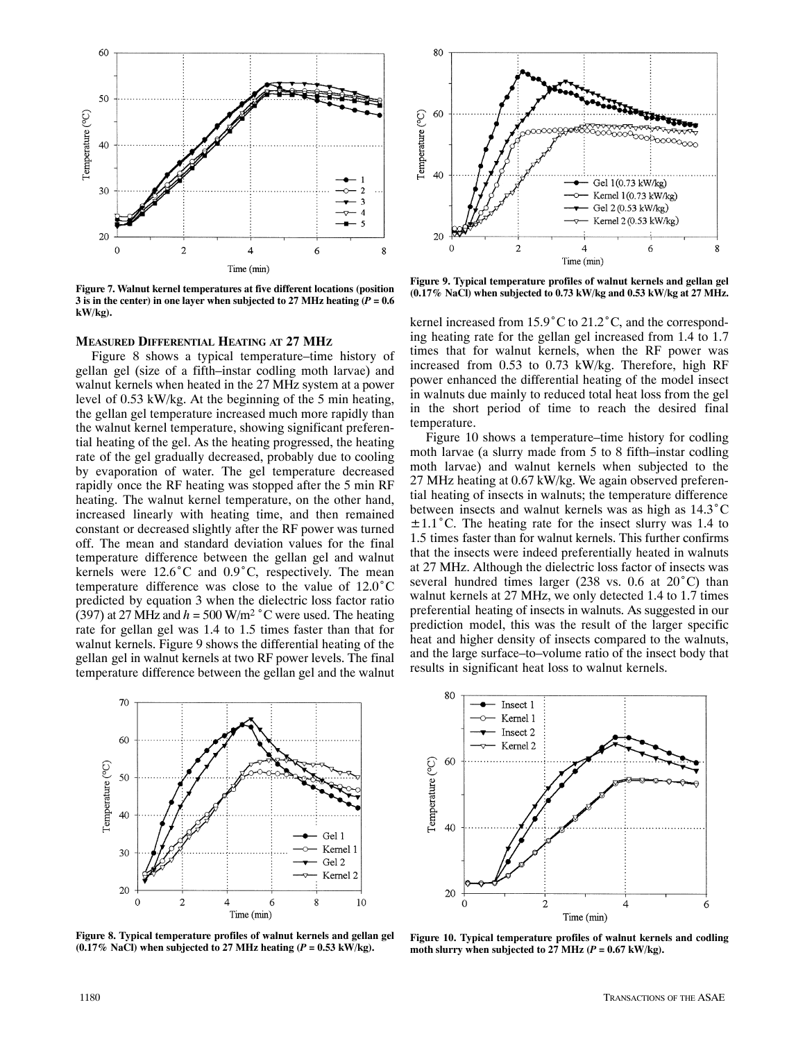Figure 7. Walnut kernel temperatures at five different locations (position 3 is in the center) in one layer when subjected to 27 MHz heating ($P = 0.6$ kW/kg).

Figure 9. Typical temperature profiles of walnut kernels and gellan gel (0.17% NaCl) when subjected to 0.73 kW/kg and 0.53 kW/kg at 27 MHz.

### Measured Differential Heating at 27 MHz

Figure 8 shows a typical temperature–time history of gellan gel (size of a fifth–instar codling moth larvae) and walnut kernels when heated in the 27 MHz system at a power level of 0.53 kW/kg. At the beginning of the 5 min heating, the gellan gel temperature increased much more rapidly than the walnut kernel temperature, showing significant preferential heating of the gel. As the heating progressed, the heating rate of the gel gradually decreased, probably due to cooling by evaporation of water. The gel temperature decreased rapidly once the RF heating was stopped after the 5 min RF heating. The walnut kernel temperature, on the other hand, increased linearly with heating time, and then remained constant or decreased slightly after the RF power was turned off. The mean and standard deviation values for the final temperature difference between the gellan gel and walnut kernels were 12.6°C and 0.9°C, respectively. The mean temperature difference was close to the value of 12.0°C predicted by equation 3 when the dielectric loss factor ratio (397) at 27 MHz and $h = 500$ W/m$^2$ °C were used. The heating rate for gellan gel was 1.4 to 1.5 times faster than that for walnut kernels. Figure 9 shows the differential heating of the gellan gel in walnut kernels at two RF power levels. The final temperature difference between the gellan gel and the walnut kernel increased from 15.9°C to 21.2°C, and the corresponding heating rate for the gellan gel increased from 1.4 to 1.7 times that for walnut kernels, when the RF power was increased from 0.53 to 0.73 kW/kg. Therefore, high RF power enhanced the differential heating of the model insect in walnuts due mainly to reduced total heat loss from the gel in the short period of time to reach the desired final temperature.

Figure 10 shows a temperature–time history for codling moth larvae (a slurry made from 5 to 8 fifth–instar codling moth larvae) and walnut kernels when subjected to the 27 MHz heating at 0.67 kW/kg. We again observed preferential heating of insects in walnuts; the temperature difference between insects and walnut kernels was as high as 14.3°C ±1.1°C. The heating rate for the insect slurry was 1.4 to 1.5 times faster than for walnut kernels. This further confirms that the insects were indeed preferentially heated in walnuts at 27 MHz. Although the dielectric loss factor of insects was several hundred times larger (238 vs. 0.6 at 20°C) than walnut kernels at 27 MHz, we only detected 1.4 to 1.7 times preferential heating of insects in walnuts. As suggested in our prediction model, this was the result of the larger specific heat and higher density of insects compared to the walnuts, and the large surface–to–volume ratio of the insect body that results in significant heat loss to walnut kernels.

Figure 8. Typical temperature profiles of walnut kernels and gellan gel (0.17% NaCl) when subjected to 27 MHz heating ($P = 0.53$ kW/kg).

Figure 10. Typical temperature profiles of walnut kernels and codling moth slurry when subjected to 27 MHz ($P = 0.67$ kW/kg).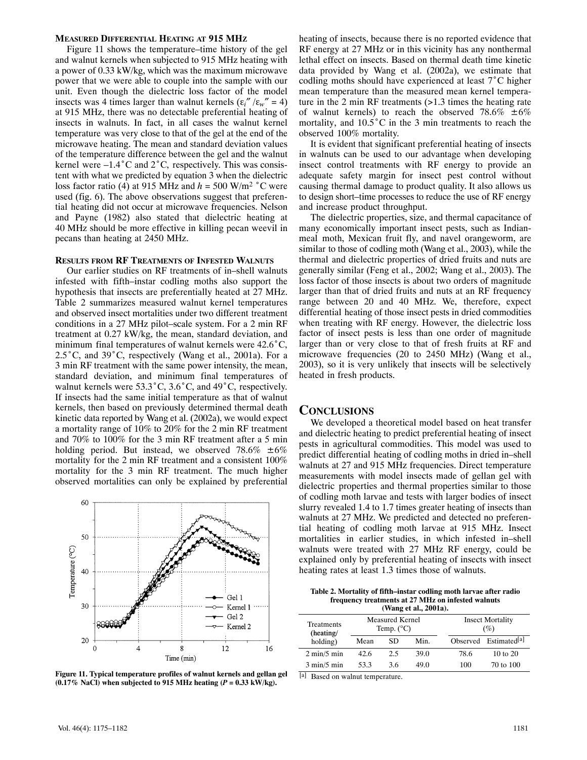### Measured Differential Heating at 915 MHz

Figure 11 shows the temperature–time history of the gel and walnut kernels when subjected to 915 MHz heating with a power of 0.33 kW/kg, which was the maximum microwave power that we were able to couple into the sample with our unit. Even though the dielectric loss factor of the model insects was 4 times larger than walnut kernels ($\varepsilon_i''/\varepsilon_w'' = 4$) at 915 MHz, there was no detectable preferential heating of insects in walnuts. In fact, in all cases the walnut kernel temperature was very close to that of the gel at the end of the microwave heating. The mean and standard deviation values of the temperature difference between the gel and the walnut kernel were –1.4°C and 2°C, respectively. This was consistent with what we predicted by equation 3 when the dielectric loss factor ratio (4) at 915 MHz and $h = 500$ W/m$^2$ °C were used (fig. 6). The above observations suggest that preferential heating did not occur at microwave frequencies. Nelson and Payne (1982) also stated that dielectric heating at 40 MHz should be more effective in killing pecan weevil in pecans than heating at 2450 MHz.

### Results from RF Treatments of Infested Walnuts

Our earlier studies on RF treatments of in–shell walnuts infested with fifth–instar codling moths also support the hypothesis that insects are preferentially heated at 27 MHz. Table 2 summarizes measured walnut kernel temperatures and observed insect mortalities under two different treatment conditions in a 27 MHz pilot–scale system. For a 2 min RF treatment at 0.27 kW/kg, the mean, standard deviation, and minimum final temperatures of walnut kernels were 42.6°C, 2.5°C, and 39°C, respectively (Wang et al., 2001a). For a 3 min RF treatment with the same power intensity, the mean, standard deviation, and minimum final temperatures of walnut kernels were 53.3°C, 3.6°C, and 49°C, respectively. If insects had the same initial temperature as that of walnut kernels, then based on previously determined thermal death kinetic data reported by Wang et al. (2002a), we would expect a mortality range of 10% to 20% for the 2 min RF treatment and 70% to 100% for the 3 min RF treatment after a 5 min holding period. But instead, we observed 78.6% ±6% mortality for the 2 min RF treatment and a consistent 100% mortality for the 3 min RF treatment. The much higher observed mortalities can only be explained by preferential heating of insects, because there is no reported evidence that RF energy at 27 MHz or in this vicinity has any nonthermal lethal effect on insects. Based on thermal death time kinetic data provided by Wang et al. (2002a), we estimate that codling moths should have experienced at least 7°C higher mean temperature than the measured mean kernel temperature in the 2 min RF treatments (>1.3 times the heating rate of walnut kernels) to reach the observed 78.6% ±6% mortality, and 10.5°C in the 3 min treatments to reach the observed 100% mortality.

Figure 11. Typical temperature profiles of walnut kernels and gellan gel (0.17% NaCl) when subjected to 915 MHz heating ($P$ = 0.33 kW/kg).

It is evident that significant preferential heating of insects in walnuts can be used to our advantage when developing insect control treatments with RF energy to provide an adequate safety margin for insect pest control without causing thermal damage to product quality. It also allows us to design short–time processes to reduce the use of RF energy and increase product throughput.

The dielectric properties, size, and thermal capacitance of many economically important insect pests, such as Indian-meal moth, Mexican fruit fly, and navel orangeworm, are similar to those of codling moth (Wang et al., 2003), while the thermal and dielectric properties of dried fruits and nuts are generally similar (Feng et al., 2002; Wang et al., 2003). The loss factor of those insects is about two orders of magnitude larger than that of dried fruits and nuts at an RF frequency range between 20 and 40 MHz. We, therefore, expect differential heating of those insect pests in dried commodities when treating with RF energy. However, the dielectric loss factor of insect pests is less than one order of magnitude larger than or very close to that of fresh fruits at RF and microwave frequencies (20 to 2450 MHz) (Wang et al., 2003), so it is very unlikely that insects will be selectively heated in fresh products.

## Conclusions

We developed a theoretical model based on heat transfer and dielectric heating to predict preferential heating of insect pests in agricultural commodities. This model was used to predict differential heating of codling moths in dried in–shell walnuts at 27 and 915 MHz frequencies. Direct temperature measurements with model insects made of gellan gel with dielectric properties and thermal properties similar to those of codling moth larvae and tests with larger bodies of insect slurry revealed 1.4 to 1.7 times greater heating of insects than walnuts at 27 MHz. We predicted and detected no preferential heating of codling moth larvae at 915 MHz. Insect mortalities in earlier studies, in which infested in–shell walnuts were treated with 27 MHz RF energy, could be explained only by preferential heating of insects with insect heating rates at least 1.3 times those of walnuts.

**Table 2. Mortality of fifth–instar codling moth larvae after radio frequency treatments at 27 MHz on infested walnuts (Wang et al., 2001a).**

| Treatments (heating/ holding) | Measured Kernel Temp. (°C) | | | Insect Mortality (%) | |
|---|---|---|---|---|---|
| | Mean | SD | Min. | Observed | Estimated[a] |
| 2 min/5 min | 42.6 | 2.5 | 39.0 | 78.6 | 10 to 20 |
| 3 min/5 min | 53.3 | 3.6 | 49.0 | 100 | 70 to 100 |

[a] Based on walnut temperature.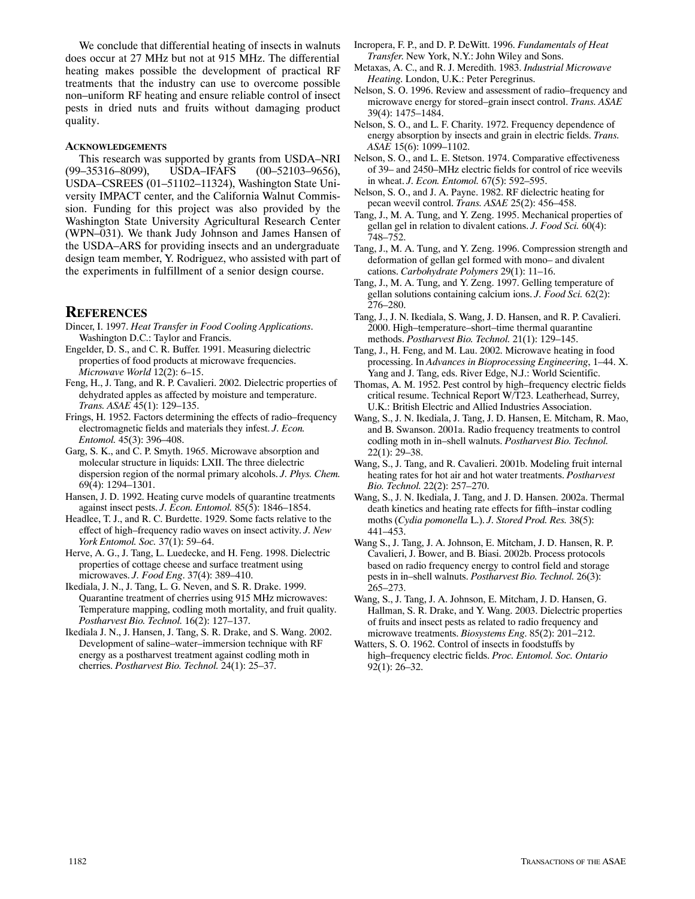We conclude that differential heating of insects in walnuts does occur at 27 MHz but not at 915 MHz. The differential heating makes possible the development of practical RF treatments that the industry can use to overcome possible non–uniform RF heating and ensure reliable control of insect pests in dried nuts and fruits without damaging product quality.

### Acknowledgements

This research was supported by grants from USDA–NRI (99–35316–8099), USDA–IFAFS (00–52103–9656), USDA–CSREES (01–51102–11324), Washington State University IMPACT center, and the California Walnut Commission. Funding for this project was also provided by the Washington State University Agricultural Research Center (WPN–031). We thank Judy Johnson and James Hansen of the USDA–ARS for providing insects and an undergraduate design team member, Y. Rodriguez, who assisted with part of the experiments in fulfillment of a senior design course.

## References

Dincer, I. 1997. *Heat Transfer in Food Cooling Applications*. Washington D.C.: Taylor and Francis.

Engelder, D. S., and C. R. Buffer. 1991. Measuring dielectric properties of food products at microwave frequencies. *Microwave World* 12(2): 6–15.

Feng, H., J. Tang, and R. P. Cavalieri. 2002. Dielectric properties of dehydrated apples as affected by moisture and temperature. *Trans. ASAE* 45(1): 129–135.

Frings, H. 1952. Factors determining the effects of radio–frequency electromagnetic fields and materials they infest. *J. Econ. Entomol.* 45(3): 396–408.

Garg, S. K., and C. P. Smyth. 1965. Microwave absorption and molecular structure in liquids: LXII. The three dielectric dispersion region of the normal primary alcohols. *J. Phys. Chem.* 69(4): 1294–1301.

Hansen, J. D. 1992. Heating curve models of quarantine treatments against insect pests. *J. Econ. Entomol.* 85(5): 1846–1854.

Headlee, T. J., and R. C. Burdette. 1929. Some facts relative to the effect of high–frequency radio waves on insect activity. *J. New York Entomol. Soc.* 37(1): 59–64.

Herve, A. G., J. Tang, L. Luedecke, and H. Feng. 1998. Dielectric properties of cottage cheese and surface treatment using microwaves. *J. Food Eng*. 37(4): 389–410.

Ikediala, J. N., J. Tang, L. G. Neven, and S. R. Drake. 1999. Quarantine treatment of cherries using 915 MHz microwaves: Temperature mapping, codling moth mortality, and fruit quality. *Postharvest Bio. Technol.* 16(2): 127–137.

Ikediala J. N., J. Hansen, J. Tang, S. R. Drake, and S. Wang. 2002. Development of saline–water–immersion technique with RF energy as a postharvest treatment against codling moth in cherries. *Postharvest Bio. Technol.* 24(1): 25–37.

Incropera, F. P., and D. P. DeWitt. 1996. *Fundamentals of Heat Transfer.* New York, N.Y.: John Wiley and Sons.

Metaxas, A. C., and R. J. Meredith. 1983. *Industrial Microwave Heating*. London, U.K.: Peter Peregrinus.

Nelson, S. O. 1996. Review and assessment of radio–frequency and microwave energy for stored–grain insect control. *Trans. ASAE* 39(4): 1475–1484.

Nelson, S. O., and L. F. Charity. 1972. Frequency dependence of energy absorption by insects and grain in electric fields. *Trans. ASAE* 15(6): 1099–1102.

Nelson, S. O., and L. E. Stetson. 1974. Comparative effectiveness of 39– and 2450–MHz electric fields for control of rice weevils in wheat. *J. Econ. Entomol.* 67(5): 592–595.

Nelson, S. O., and J. A. Payne. 1982. RF dielectric heating for pecan weevil control. *Trans. ASAE* 25(2): 456–458.

Tang, J., M. A. Tung, and Y. Zeng. 1995. Mechanical properties of gellan gel in relation to divalent cations. *J. Food Sci.* 60(4): 748–752.

Tang, J., M. A. Tung, and Y. Zeng. 1996. Compression strength and deformation of gellan gel formed with mono– and divalent cations. *Carbohydrate Polymers* 29(1): 11–16.

Tang, J., M. A. Tung, and Y. Zeng. 1997. Gelling temperature of gellan solutions containing calcium ions. *J. Food Sci.* 62(2): 276–280.

Tang, J., J. N. Ikediala, S. Wang, J. D. Hansen, and R. P. Cavalieri. 2000. High–temperature–short–time thermal quarantine methods. *Postharvest Bio. Technol.* 21(1): 129–145.

Tang, J., H. Feng, and M. Lau. 2002. Microwave heating in food processing. In *Advances in Bioprocessing Engineering*, 1–44. X. Yang and J. Tang, eds. River Edge, N.J.: World Scientific.

Thomas, A. M. 1952. Pest control by high–frequency electric fields critical resume. Technical Report W/T23. Leatherhead, Surrey, U.K.: British Electric and Allied Industries Association.

Wang, S., J. N. Ikediala, J. Tang, J. D. Hansen, E. Mitcham, R. Mao, and B. Swanson. 2001a. Radio frequency treatments to control codling moth in in–shell walnuts. *Postharvest Bio. Technol.* 22(1): 29–38.

Wang, S., J. Tang, and R. Cavalieri. 2001b. Modeling fruit internal heating rates for hot air and hot water treatments. *Postharvest Bio. Technol.* 22(2): 257–270.

Wang, S., J. N. Ikediala, J. Tang, and J. D. Hansen. 2002a. Thermal death kinetics and heating rate effects for fifth–instar codling moths (*Cydia pomonella* L.). *J. Stored Prod. Res.* 38(5): 441–453.

Wang S., J. Tang, J. A. Johnson, E. Mitcham, J. D. Hansen, R. P. Cavalieri, J. Bower, and B. Biasi. 2002b. Process protocols based on radio frequency energy to control field and storage pests in in–shell walnuts. *Postharvest Bio. Technol.* 26(3): 265–273.

Wang, S., J. Tang, J. A. Johnson, E. Mitcham, J. D. Hansen, G. Hallman, S. R. Drake, and Y. Wang. 2003. Dielectric properties of fruits and insect pests as related to radio frequency and microwave treatments. *Biosystems Eng*. 85(2): 201–212.

Watters, S. O. 1962. Control of insects in foodstuffs by high–frequency electric fields. *Proc. Entomol. Soc. Ontario* 92(1): 26–32.